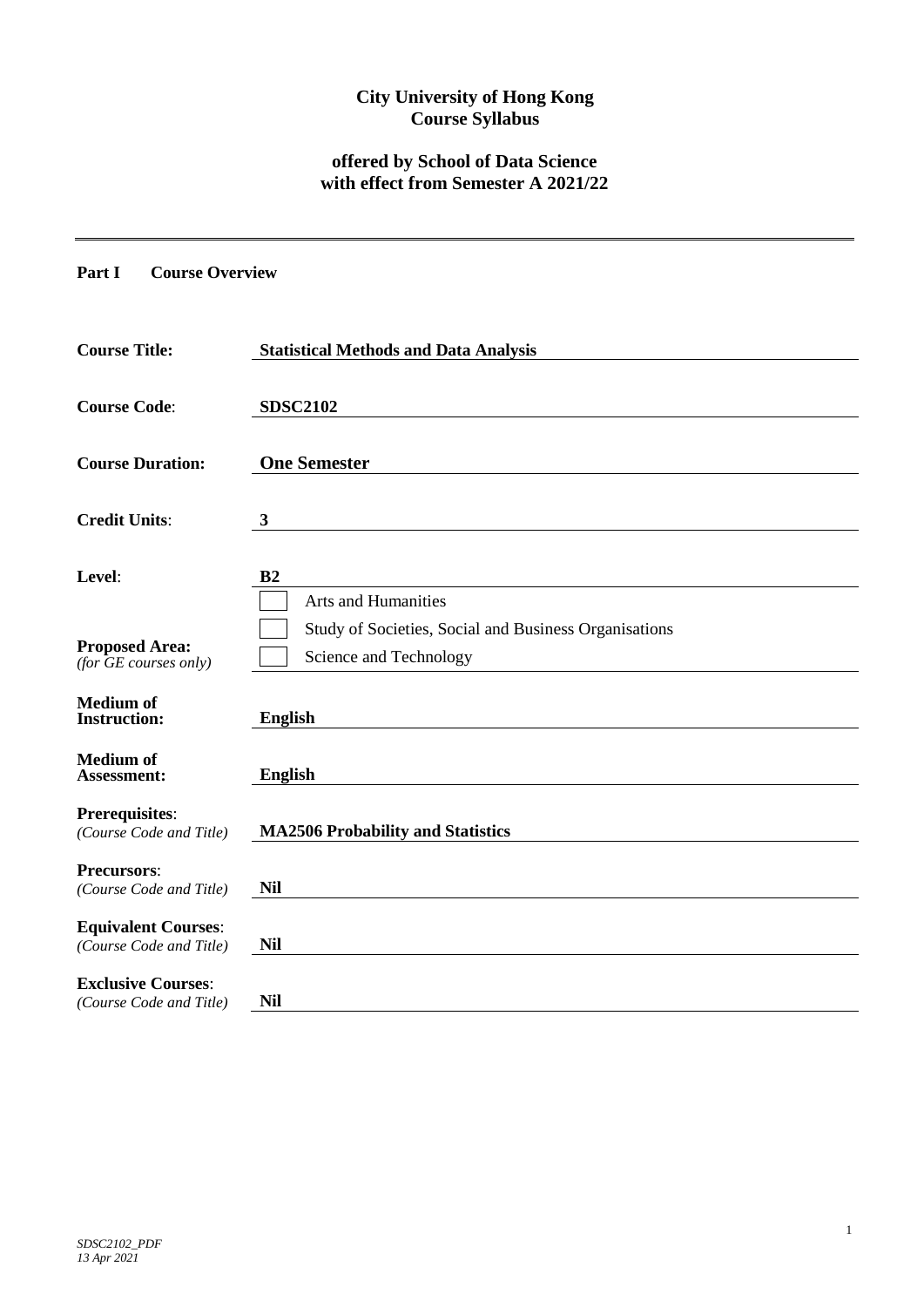**City University of Hong Kong**
**Course Syllabus**

**offered by School of Data Science**
**with effect from Semester A 2021/22**

---

**Part I Course Overview**

| | |
|---|---|
| **Course Title:** | **Statistical Methods and Data Analysis** |
| **Course Code**: | **SDSC2102** |
| **Course Duration:** | **One Semester** |
| **Credit Units**: | **3** |
| **Level**: | **B2** |
| **Proposed Area:** *(for GE courses only)* | ☐ Arts and Humanities<br>☐ Study of Societies, Social and Business Organisations<br>☐ Science and Technology |
| **Medium of Instruction:** | **English** |
| **Medium of Assessment:** | **English** |
| **Prerequisites**: *(Course Code and Title)* | **MA2506 Probability and Statistics** |
| **Precursors**: *(Course Code and Title)* | **Nil** |
| **Equivalent Courses**: *(Course Code and Title)* | **Nil** |
| **Exclusive Courses**: *(Course Code and Title)* | **Nil** |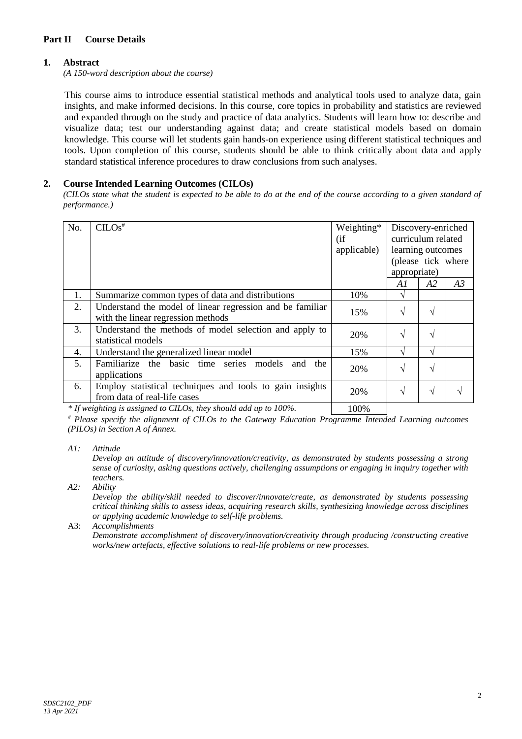## Part II Course Details

### 1. Abstract

*(A 150-word description about the course)*

This course aims to introduce essential statistical methods and analytical tools used to analyze data, gain insights, and make informed decisions. In this course, core topics in probability and statistics are reviewed and expanded through on the study and practice of data analytics. Students will learn how to: describe and visualize data; test our understanding against data; and create statistical models based on domain knowledge. This course will let students gain hands-on experience using different statistical techniques and tools. Upon completion of this course, students should be able to think critically about data and apply standard statistical inference procedures to draw conclusions from such analyses.

### 2. Course Intended Learning Outcomes (CILOs)

*(CILOs state what the student is expected to be able to do at the end of the course according to a given standard of performance.)*

| No. | CILOs# | Weighting* (if applicable) | Discovery-enriched curriculum related learning outcomes (please tick where appropriate) | | |
|---|---|---|---|---|---|
| | | | *A1* | *A2* | *A3* |
| 1. | Summarize common types of data and distributions | 10% | √ | | |
| 2. | Understand the model of linear regression and be familiar with the linear regression methods | 15% | √ | √ | |
| 3. | Understand the methods of model selection and apply to statistical models | 20% | √ | √ | |
| 4. | Understand the generalized linear model | 15% | √ | √ | |
| 5. | Familiarize the basic time series models and the applications | 20% | √ | √ | |
| 6. | Employ statistical techniques and tools to gain insights from data of real-life cases | 20% | √ | √ | √ |
| | | 100% | | | |

*\* If weighting is assigned to CILOs, they should add up to 100%.*

*# Please specify the alignment of CILOs to the Gateway Education Programme Intended Learning outcomes (PILOs) in Section A of Annex.*

*A1: Attitude*
*Develop an attitude of discovery/innovation/creativity, as demonstrated by students possessing a strong sense of curiosity, asking questions actively, challenging assumptions or engaging in inquiry together with teachers.*

*A2: Ability*
*Develop the ability/skill needed to discover/innovate/create, as demonstrated by students possessing critical thinking skills to assess ideas, acquiring research skills, synthesizing knowledge across disciplines or applying academic knowledge to self-life problems.*

A3: *Accomplishments*
*Demonstrate accomplishment of discovery/innovation/creativity through producing /constructing creative works/new artefacts, effective solutions to real-life problems or new processes.*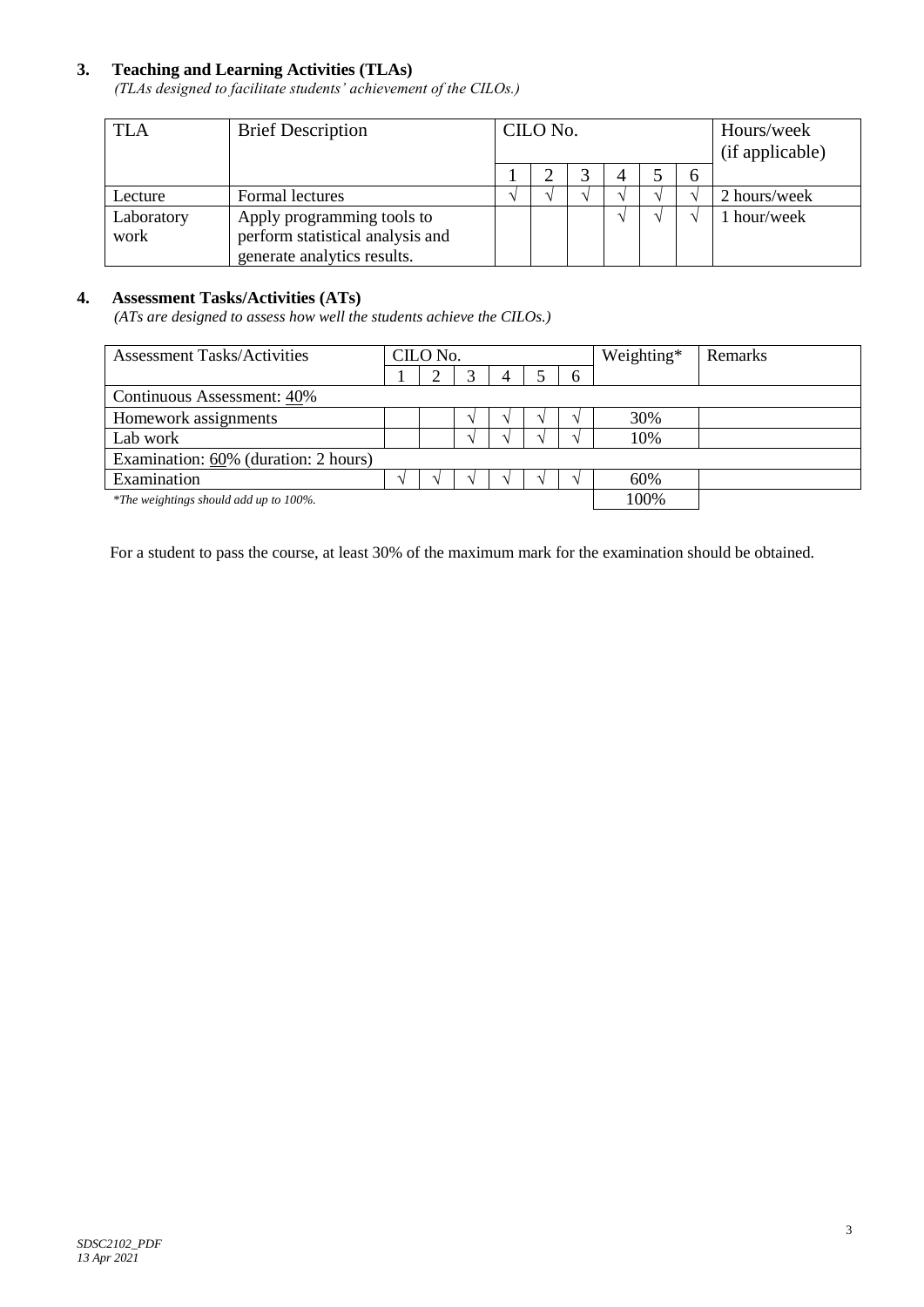### 3. Teaching and Learning Activities (TLAs)

*(TLAs designed to facilitate students' achievement of the CILOs.)*

| TLA | Brief Description | CILO No. | | | | | | Hours/week (if applicable) |
|---|---|---|---|---|---|---|---|---|
| | | 1 | 2 | 3 | 4 | 5 | 6 | |
| Lecture | Formal lectures | √ | √ | √ | √ | √ | √ | 2 hours/week |
| Laboratory work | Apply programming tools to perform statistical analysis and generate analytics results. | | | | √ | √ | √ | 1 hour/week |

### 4. Assessment Tasks/Activities (ATs)

*(ATs are designed to assess how well the students achieve the CILOs.)*

| Assessment Tasks/Activities | CILO No. | | | | | | Weighting* | Remarks |
|---|---|---|---|---|---|---|---|---|
| | 1 | 2 | 3 | 4 | 5 | 6 | | |
| Continuous Assessment: 40% | | | | | | | | |
| Homework assignments | | | √ | √ | √ | √ | 30% | |
| Lab work | | | √ | √ | √ | √ | 10% | |
| Examination: 60% (duration: 2 hours) | | | | | | | | |
| Examination | √ | √ | √ | √ | √ | √ | 60% | |
| *\*The weightings should add up to 100%.* | | | | | | | 100% | |

For a student to pass the course, at least 30% of the maximum mark for the examination should be obtained.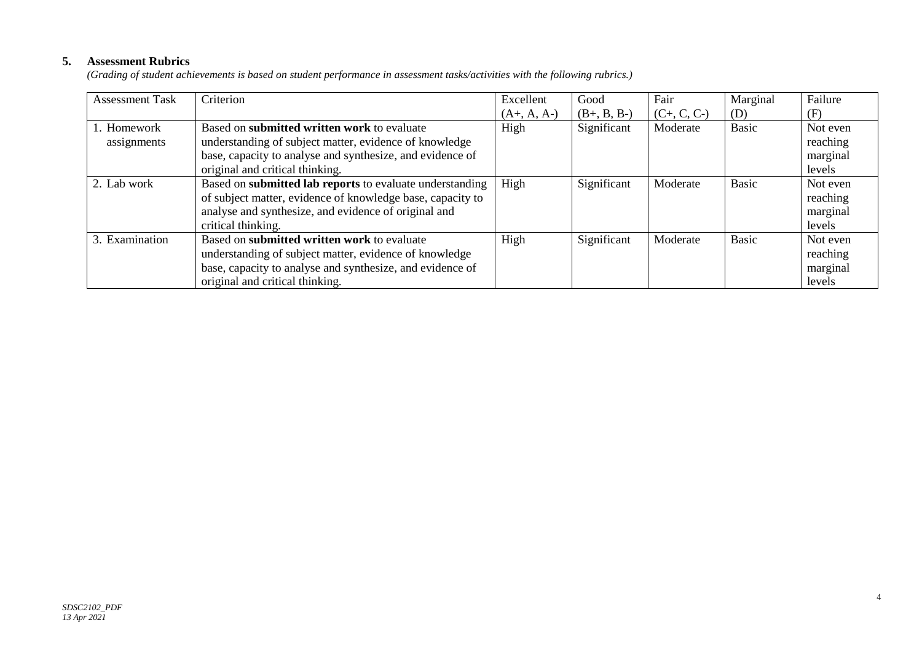## 5. Assessment Rubrics

*(Grading of student achievements is based on student performance in assessment tasks/activities with the following rubrics.)*

| Assessment Task | Criterion | Excellent (A+, A, A-) | Good (B+, B, B-) | Fair (C+, C, C-) | Marginal (D) | Failure (F) |
|---|---|---|---|---|---|---|
| 1. Homework assignments | Based on **submitted written work** to evaluate understanding of subject matter, evidence of knowledge base, capacity to analyse and synthesize, and evidence of original and critical thinking. | High | Significant | Moderate | Basic | Not even reaching marginal levels |
| 2. Lab work | Based on **submitted lab reports** to evaluate understanding of subject matter, evidence of knowledge base, capacity to analyse and synthesize, and evidence of original and critical thinking. | High | Significant | Moderate | Basic | Not even reaching marginal levels |
| 3. Examination | Based on **submitted written work** to evaluate understanding of subject matter, evidence of knowledge base, capacity to analyse and synthesize, and evidence of original and critical thinking. | High | Significant | Moderate | Basic | Not even reaching marginal levels |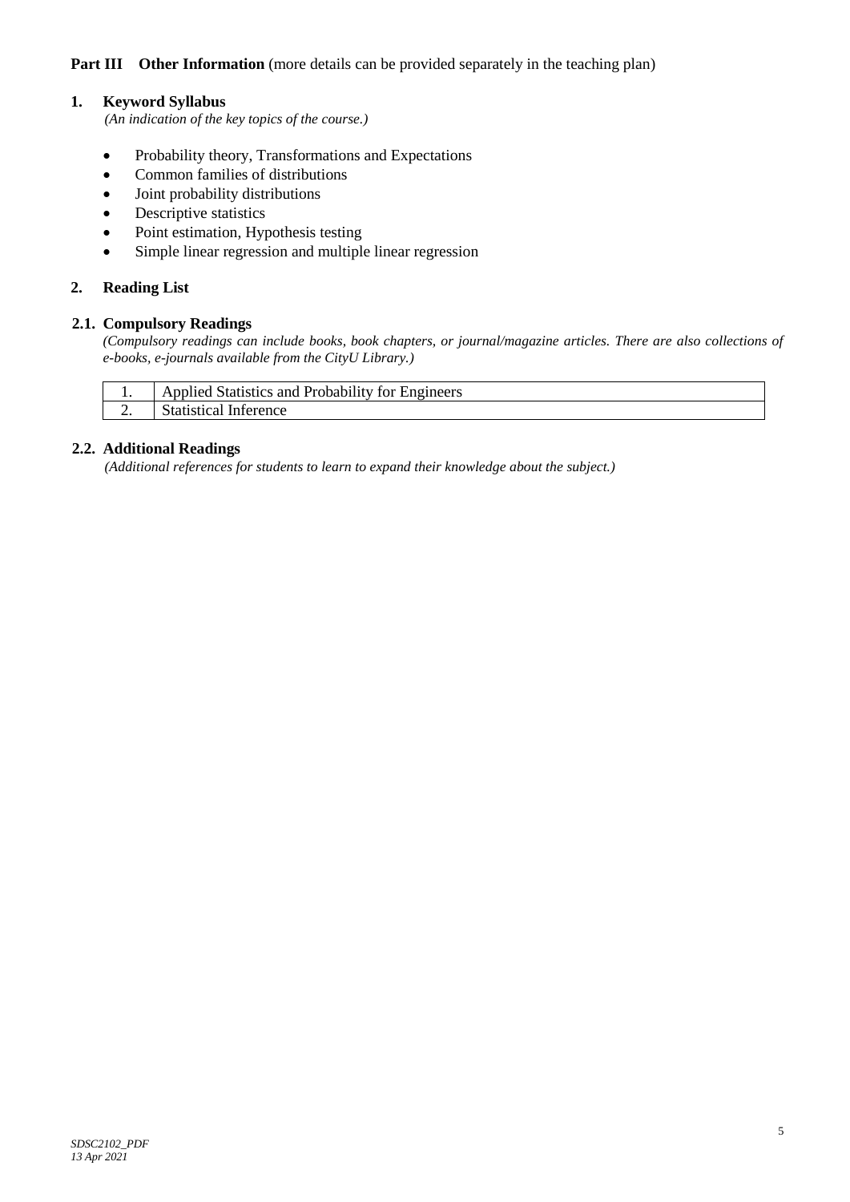**Part III Other Information** (more details can be provided separately in the teaching plan)

## 1. Keyword Syllabus

*(An indication of the key topics of the course.)*

- Probability theory, Transformations and Expectations
- Common families of distributions
- Joint probability distributions
- Descriptive statistics
- Point estimation, Hypothesis testing
- Simple linear regression and multiple linear regression

## 2. Reading List

### 2.1. Compulsory Readings

*(Compulsory readings can include books, book chapters, or journal/magazine articles. There are also collections of e-books, e-journals available from the CityU Library.)*

| | |
|---|---|
| 1. | Applied Statistics and Probability for Engineers |
| 2. | Statistical Inference |

### 2.2. Additional Readings

*(Additional references for students to learn to expand their knowledge about the subject.)*